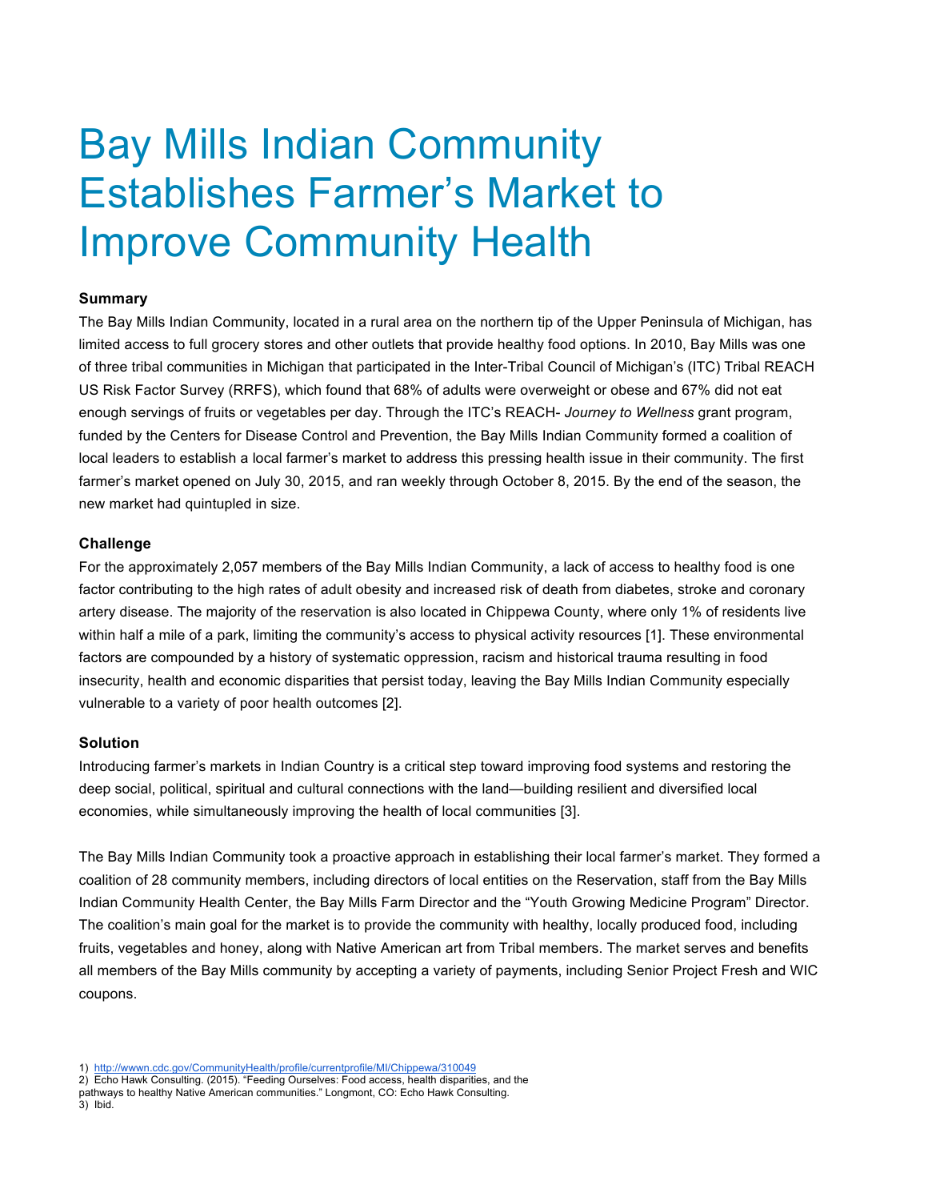# Bay Mills Indian Community Establishes Farmer's Market to Improve Community Health

**Summary**

The Bay Mills Indian Community, located in a rural area on the northern tip of the Upper Peninsula of Michigan, has limited access to full grocery stores and other outlets that provide healthy food options. In 2010, Bay Mills was one of three tribal communities in Michigan that participated in the Inter-Tribal Council of Michigan's (ITC) Tribal REACH US Risk Factor Survey (RRFS), which found that 68% of adults were overweight or obese and 67% did not eat enough servings of fruits or vegetables per day. Through the ITC's REACH- *Journey to Wellness* grant program, funded by the Centers for Disease Control and Prevention, the Bay Mills Indian Community formed a coalition of local leaders to establish a local farmer's market to address this pressing health issue in their community. The first farmer's market opened on July 30, 2015, and ran weekly through October 8, 2015. By the end of the season, the new market had quintupled in size.

**Challenge**

For the approximately 2,057 members of the Bay Mills Indian Community, a lack of access to healthy food is one factor contributing to the high rates of adult obesity and increased risk of death from diabetes, stroke and coronary artery disease. The majority of the reservation is also located in Chippewa County, where only 1% of residents live within half a mile of a park, limiting the community's access to physical activity resources [1]. These environmental factors are compounded by a history of systematic oppression, racism and historical trauma resulting in food insecurity, health and economic disparities that persist today, leaving the Bay Mills Indian Community especially vulnerable to a variety of poor health outcomes [2].

**Solution**

Introducing farmer's markets in Indian Country is a critical step toward improving food systems and restoring the deep social, political, spiritual and cultural connections with the land—building resilient and diversified local economies, while simultaneously improving the health of local communities [3].

The Bay Mills Indian Community took a proactive approach in establishing their local farmer's market. They formed a coalition of 28 community members, including directors of local entities on the Reservation, staff from the Bay Mills Indian Community Health Center, the Bay Mills Farm Director and the "Youth Growing Medicine Program" Director. The coalition's main goal for the market is to provide the community with healthy, locally produced food, including fruits, vegetables and honey, along with Native American art from Tribal members. The market serves and benefits all members of the Bay Mills community by accepting a variety of payments, including Senior Project Fresh and WIC coupons.

1) http://wwwn.cdc.gov/CommunityHealth/profile/currentprofile/MI/Chippewa/310049
2) Echo Hawk Consulting. (2015). "Feeding Ourselves: Food access, health disparities, and the pathways to healthy Native American communities." Longmont, CO: Echo Hawk Consulting.
3) Ibid.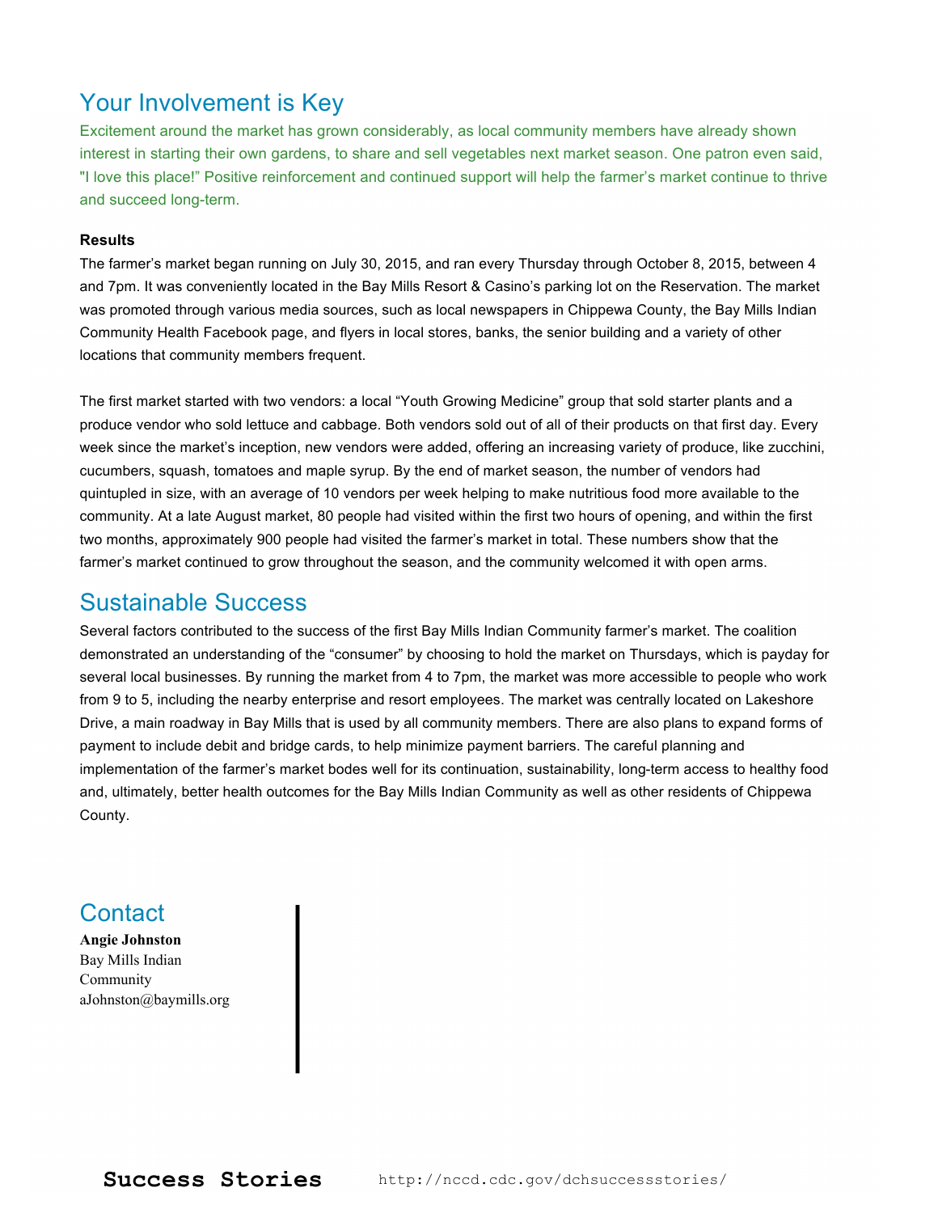## Your Involvement is Key

Excitement around the market has grown considerably, as local community members have already shown interest in starting their own gardens, to share and sell vegetables next market season. One patron even said, "I love this place!" Positive reinforcement and continued support will help the farmer's market continue to thrive and succeed long-term.

**Results**

The farmer's market began running on July 30, 2015, and ran every Thursday through October 8, 2015, between 4 and 7pm. It was conveniently located in the Bay Mills Resort & Casino's parking lot on the Reservation. The market was promoted through various media sources, such as local newspapers in Chippewa County, the Bay Mills Indian Community Health Facebook page, and flyers in local stores, banks, the senior building and a variety of other locations that community members frequent.

The first market started with two vendors: a local "Youth Growing Medicine" group that sold starter plants and a produce vendor who sold lettuce and cabbage. Both vendors sold out of all of their products on that first day. Every week since the market's inception, new vendors were added, offering an increasing variety of produce, like zucchini, cucumbers, squash, tomatoes and maple syrup. By the end of market season, the number of vendors had quintupled in size, with an average of 10 vendors per week helping to make nutritious food more available to the community. At a late August market, 80 people had visited within the first two hours of opening, and within the first two months, approximately 900 people had visited the farmer's market in total. These numbers show that the farmer's market continued to grow throughout the season, and the community welcomed it with open arms.

## Sustainable Success

Several factors contributed to the success of the first Bay Mills Indian Community farmer's market. The coalition demonstrated an understanding of the "consumer" by choosing to hold the market on Thursdays, which is payday for several local businesses. By running the market from 4 to 7pm, the market was more accessible to people who work from 9 to 5, including the nearby enterprise and resort employees. The market was centrally located on Lakeshore Drive, a main roadway in Bay Mills that is used by all community members. There are also plans to expand forms of payment to include debit and bridge cards, to help minimize payment barriers. The careful planning and implementation of the farmer's market bodes well for its continuation, sustainability, long-term access to healthy food and, ultimately, better health outcomes for the Bay Mills Indian Community as well as other residents of Chippewa County.

## Contact

**Angie Johnston**
Bay Mills Indian Community
aJohnston@baymills.org

**Success Stories** http://nccd.cdc.gov/dchsuccessstories/